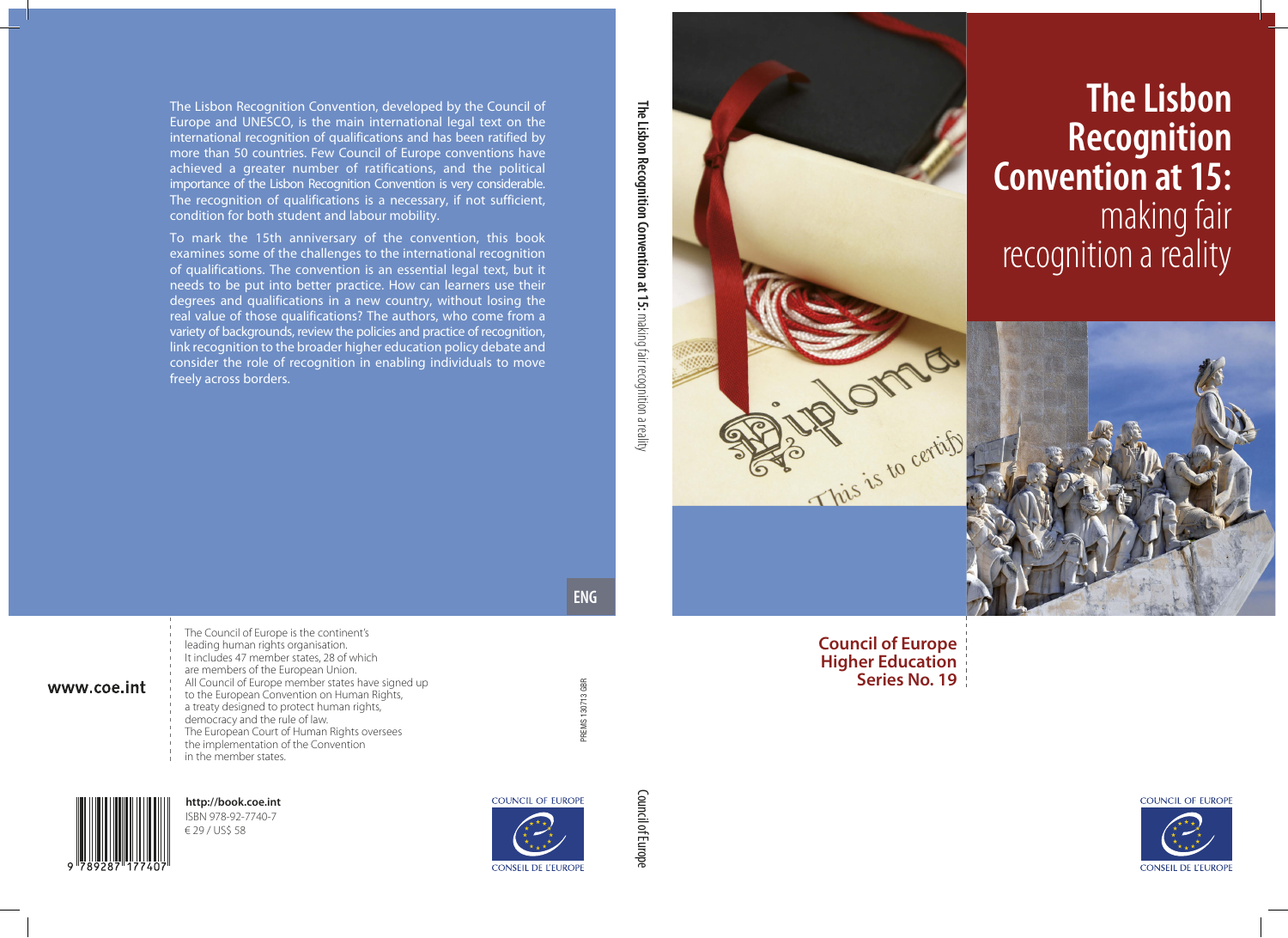# The Lisbon Recognition Convention at 15: making fair recognition a reality

Council of Europe Higher Education Series No. 19

The Lisbon Recognition Convention, developed by the Council of Europe and UNESCO, is the main international legal text on the international recognition of qualifications and has been ratified by more than 50 countries. Few Council of Europe conventions have achieved a greater number of ratifications, and the political importance of the Lisbon Recognition Convention is very considerable. The recognition of qualifications is a necessary, if not sufficient, condition for both student and labour mobility.

To mark the 15th anniversary of the convention, this book examines some of the challenges to the international recognition of qualifications. The convention is an essential legal text, but it needs to be put into better practice. How can learners use their degrees and qualifications in a new country, without losing the real value of those qualifications? The authors, who come from a variety of backgrounds, review the policies and practice of recognition, link recognition to the broader higher education policy debate and consider the role of recognition in enabling individuals to move freely across borders.

ENG

www.coe.int

The Council of Europe is the continent's leading human rights organisation. It includes 47 member states, 28 of which are members of the European Union. All Council of Europe member states have signed up to the European Convention on Human Rights, a treaty designed to protect human rights, democracy and the rule of law. The European Court of Human Rights oversees the implementation of the Convention in the member states.

**http://book.coe.int**
ISBN 978-92-7740-7
€ 29 / US$ 58

PREMS 130713 GBR

COUNCIL OF EUROPE
CONSEIL DE L'EUROPE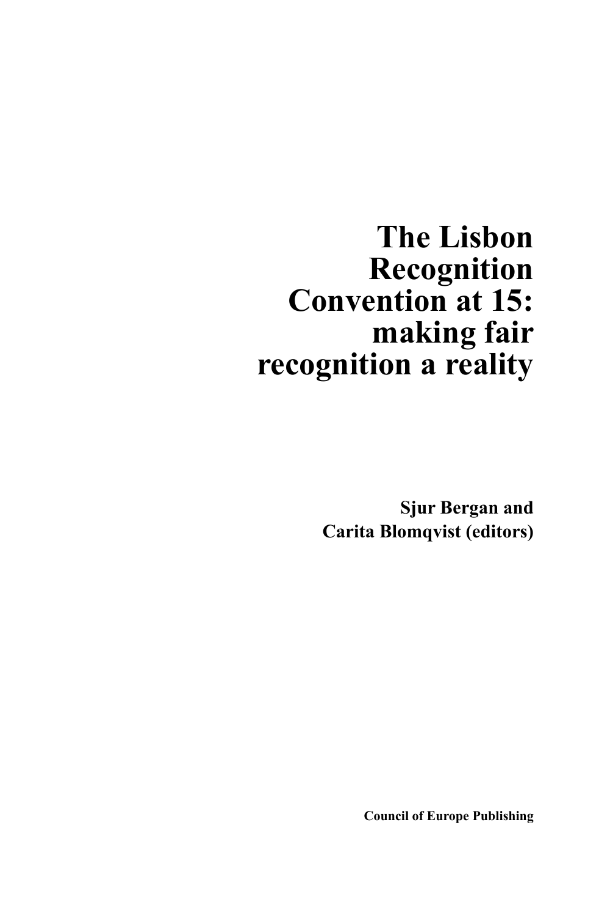# The Lisbon Recognition Convention at 15: making fair recognition a reality

**Sjur Bergan and Carita Blomqvist (editors)**

**Council of Europe Publishing**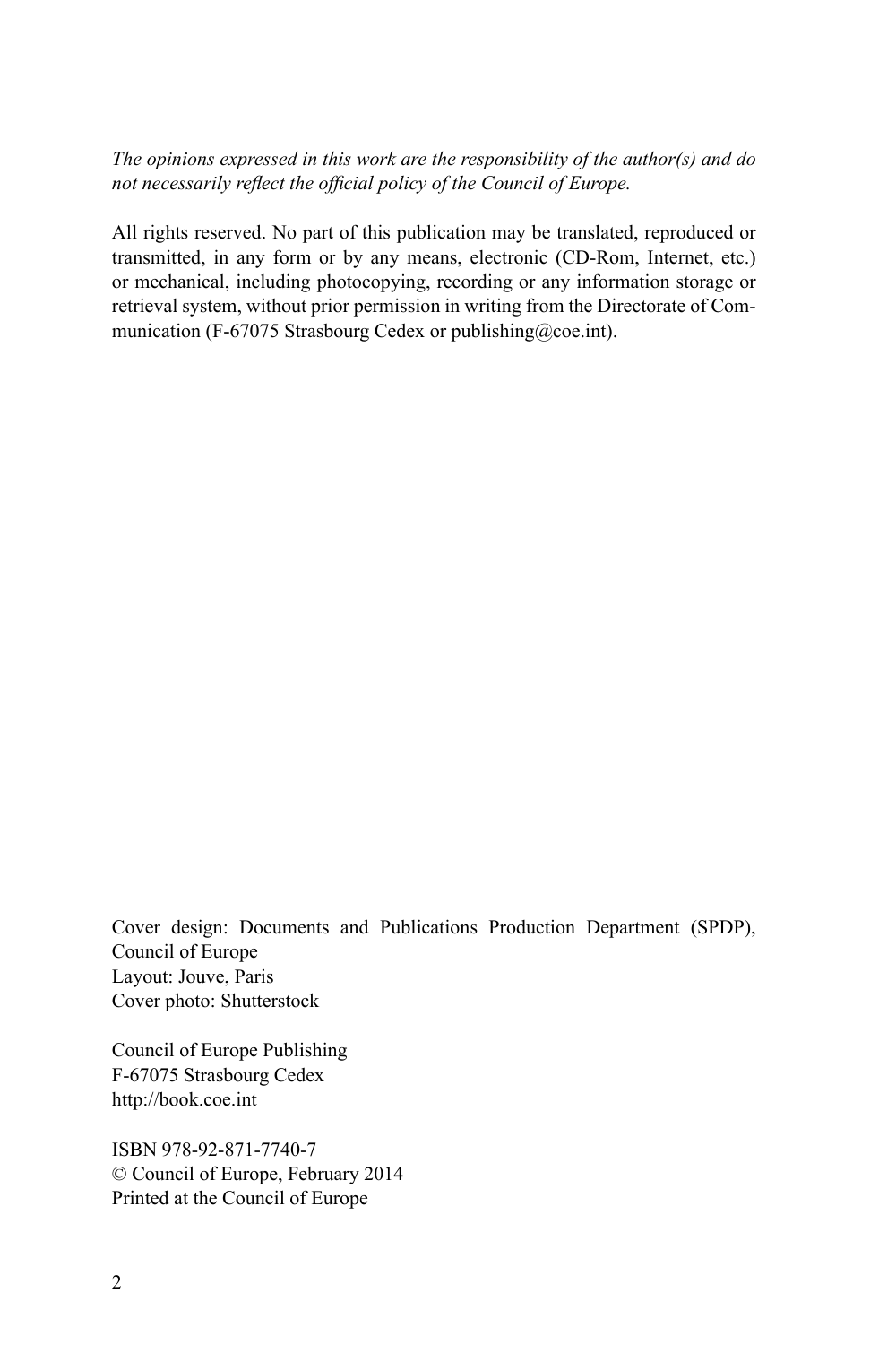*The opinions expressed in this work are the responsibility of the author(s) and do not necessarily reflect the official policy of the Council of Europe.*

All rights reserved. No part of this publication may be translated, reproduced or transmitted, in any form or by any means, electronic (CD-Rom, Internet, etc.) or mechanical, including photocopying, recording or any information storage or retrieval system, without prior permission in writing from the Directorate of Communication (F-67075 Strasbourg Cedex or publishing@coe.int).

Cover design: Documents and Publications Production Department (SPDP), Council of Europe
Layout: Jouve, Paris
Cover photo: Shutterstock

Council of Europe Publishing
F-67075 Strasbourg Cedex
http://book.coe.int

ISBN 978-92-871-7740-7
© Council of Europe, February 2014
Printed at the Council of Europe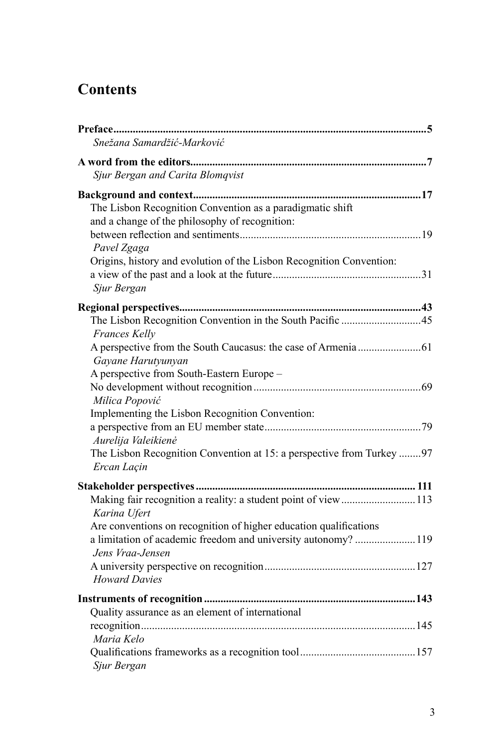# Contents

**Preface** ... **5**
*Snežana Samardžić-Marković*

**A word from the editors** ... **7**
*Sjur Bergan and Carita Blomqvist*

**Background and context** ... **17**

The Lisbon Recognition Convention as a paradigmatic shift and a change of the philosophy of recognition: between reflection and sentiments ... 19
*Pavel Zgaga*

Origins, history and evolution of the Lisbon Recognition Convention: a view of the past and a look at the future ... 31
*Sjur Bergan*

**Regional perspectives** ... **43**

The Lisbon Recognition Convention in the South Pacific ... 45
*Frances Kelly*

A perspective from the South Caucasus: the case of Armenia ... 61
*Gayane Harutyunyan*

A perspective from South-Eastern Europe – No development without recognition ... 69
*Milica Popović*

Implementing the Lisbon Recognition Convention: a perspective from an EU member state ... 79
*Aurelija Valeikienė*

The Lisbon Recognition Convention at 15: a perspective from Turkey ... 97
*Ercan Laçin*

**Stakeholder perspectives** ... **111**

Making fair recognition a reality: a student point of view ... 113
*Karina Ufert*

Are conventions on recognition of higher education qualifications a limitation of academic freedom and university autonomy? ... 119
*Jens Vraa-Jensen*

A university perspective on recognition ... 127
*Howard Davies*

**Instruments of recognition** ... **143**

Quality assurance as an element of international recognition ... 145
*Maria Kelo*

Qualifications frameworks as a recognition tool ... 157
*Sjur Bergan*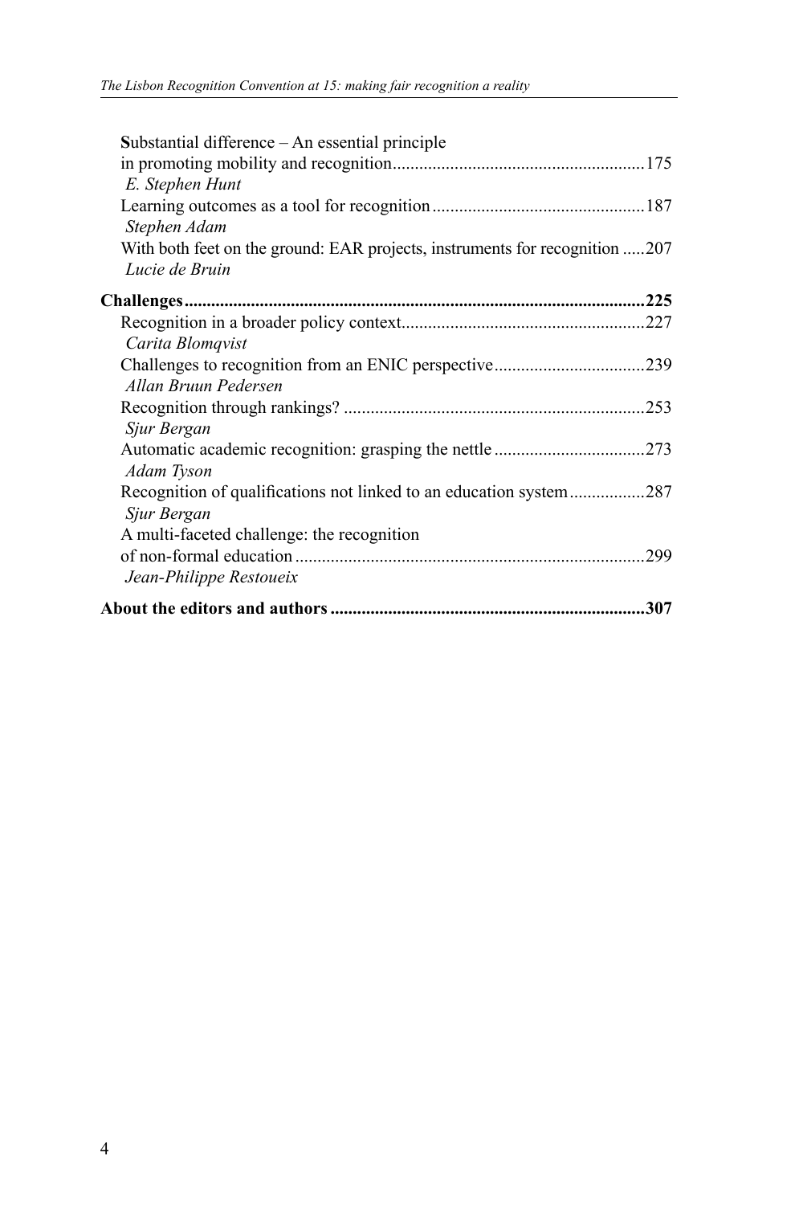Substantial difference – An essential principle in promoting mobility and recognition........................................................175
*E. Stephen Hunt*

Learning outcomes as a tool for recognition................................................187
*Stephen Adam*

With both feet on the ground: EAR projects, instruments for recognition .....207
*Lucie de Bruin*

**Challenges.......................................................................................................225**

Recognition in a broader policy context......................................................227
*Carita Blomqvist*

Challenges to recognition from an ENIC perspective..................................239
*Allan Bruun Pedersen*

Recognition through rankings? ....................................................................253
*Sjur Bergan*

Automatic academic recognition: grasping the nettle ..................................273
*Adam Tyson*

Recognition of qualifications not linked to an education system.................287
*Sjur Bergan*

A multi-faceted challenge: the recognition of non-formal education ..............................................................................299
*Jean-Philippe Restoueix*

**About the editors and authors ......................................................................307**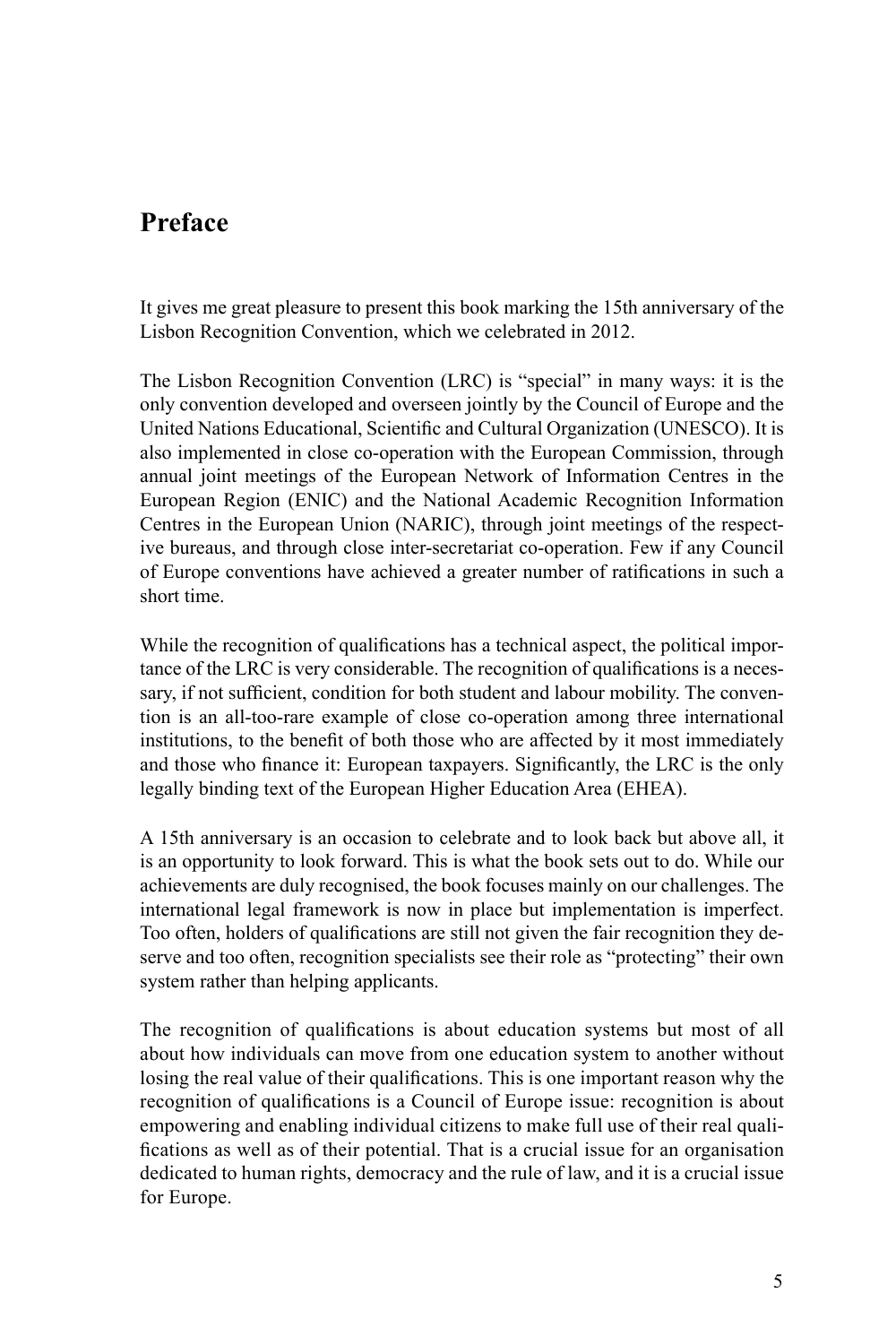## Preface

It gives me great pleasure to present this book marking the 15th anniversary of the Lisbon Recognition Convention, which we celebrated in 2012.

The Lisbon Recognition Convention (LRC) is "special" in many ways: it is the only convention developed and overseen jointly by the Council of Europe and the United Nations Educational, Scientific and Cultural Organization (UNESCO). It is also implemented in close co-operation with the European Commission, through annual joint meetings of the European Network of Information Centres in the European Region (ENIC) and the National Academic Recognition Information Centres in the European Union (NARIC), through joint meetings of the respective bureaus, and through close inter-secretariat co-operation. Few if any Council of Europe conventions have achieved a greater number of ratifications in such a short time.

While the recognition of qualifications has a technical aspect, the political importance of the LRC is very considerable. The recognition of qualifications is a necessary, if not sufficient, condition for both student and labour mobility. The convention is an all-too-rare example of close co-operation among three international institutions, to the benefit of both those who are affected by it most immediately and those who finance it: European taxpayers. Significantly, the LRC is the only legally binding text of the European Higher Education Area (EHEA).

A 15th anniversary is an occasion to celebrate and to look back but above all, it is an opportunity to look forward. This is what the book sets out to do. While our achievements are duly recognised, the book focuses mainly on our challenges. The international legal framework is now in place but implementation is imperfect. Too often, holders of qualifications are still not given the fair recognition they deserve and too often, recognition specialists see their role as "protecting" their own system rather than helping applicants.

The recognition of qualifications is about education systems but most of all about how individuals can move from one education system to another without losing the real value of their qualifications. This is one important reason why the recognition of qualifications is a Council of Europe issue: recognition is about empowering and enabling individual citizens to make full use of their real qualifications as well as of their potential. That is a crucial issue for an organisation dedicated to human rights, democracy and the rule of law, and it is a crucial issue for Europe.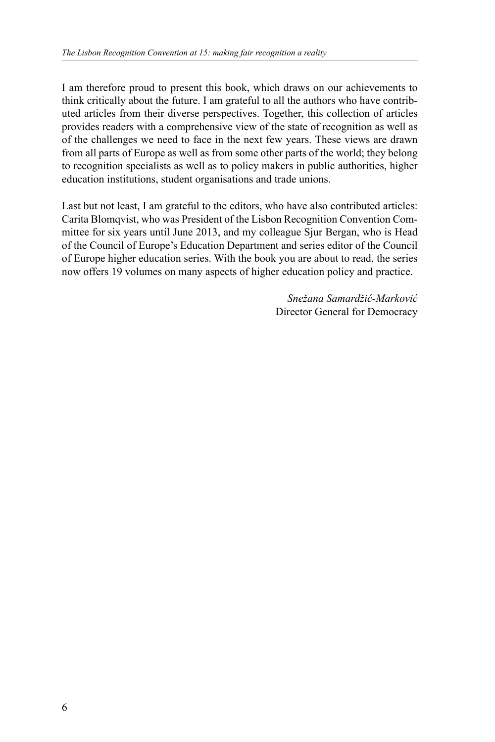I am therefore proud to present this book, which draws on our achievements to think critically about the future. I am grateful to all the authors who have contributed articles from their diverse perspectives. Together, this collection of articles provides readers with a comprehensive view of the state of recognition as well as of the challenges we need to face in the next few years. These views are drawn from all parts of Europe as well as from some other parts of the world; they belong to recognition specialists as well as to policy makers in public authorities, higher education institutions, student organisations and trade unions.

Last but not least, I am grateful to the editors, who have also contributed articles: Carita Blomqvist, who was President of the Lisbon Recognition Convention Committee for six years until June 2013, and my colleague Sjur Bergan, who is Head of the Council of Europe's Education Department and series editor of the Council of Europe higher education series. With the book you are about to read, the series now offers 19 volumes on many aspects of higher education policy and practice.

*Snežana Samardžić-Marković*
Director General for Democracy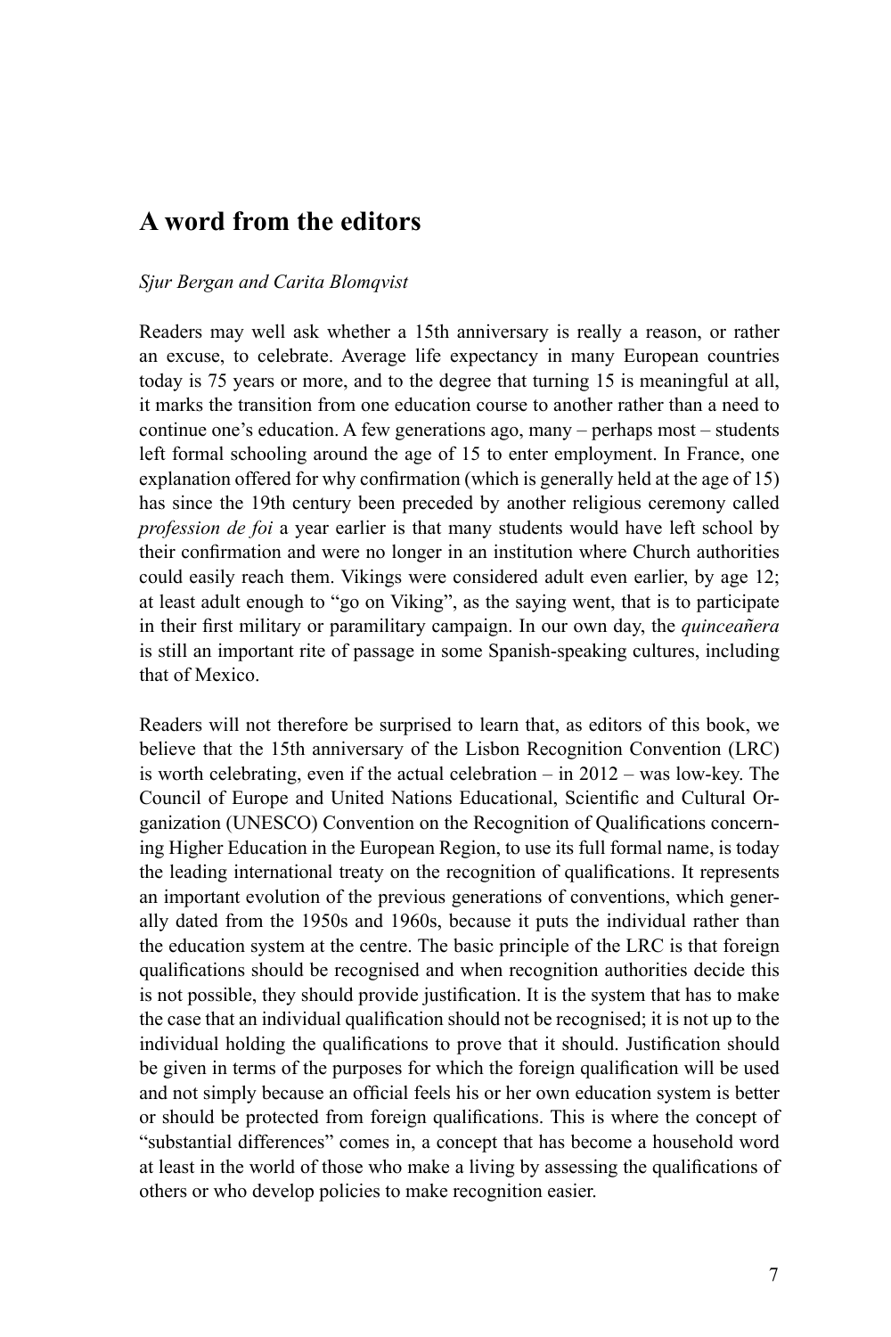## A word from the editors

*Sjur Bergan and Carita Blomqvist*

Readers may well ask whether a 15th anniversary is really a reason, or rather an excuse, to celebrate. Average life expectancy in many European countries today is 75 years or more, and to the degree that turning 15 is meaningful at all, it marks the transition from one education course to another rather than a need to continue one's education. A few generations ago, many – perhaps most – students left formal schooling around the age of 15 to enter employment. In France, one explanation offered for why confirmation (which is generally held at the age of 15) has since the 19th century been preceded by another religious ceremony called *profession de foi* a year earlier is that many students would have left school by their confirmation and were no longer in an institution where Church authorities could easily reach them. Vikings were considered adult even earlier, by age 12; at least adult enough to "go on Viking", as the saying went, that is to participate in their first military or paramilitary campaign. In our own day, the *quinceañera* is still an important rite of passage in some Spanish-speaking cultures, including that of Mexico.

Readers will not therefore be surprised to learn that, as editors of this book, we believe that the 15th anniversary of the Lisbon Recognition Convention (LRC) is worth celebrating, even if the actual celebration – in 2012 – was low-key. The Council of Europe and United Nations Educational, Scientific and Cultural Organization (UNESCO) Convention on the Recognition of Qualifications concerning Higher Education in the European Region, to use its full formal name, is today the leading international treaty on the recognition of qualifications. It represents an important evolution of the previous generations of conventions, which generally dated from the 1950s and 1960s, because it puts the individual rather than the education system at the centre. The basic principle of the LRC is that foreign qualifications should be recognised and when recognition authorities decide this is not possible, they should provide justification. It is the system that has to make the case that an individual qualification should not be recognised; it is not up to the individual holding the qualifications to prove that it should. Justification should be given in terms of the purposes for which the foreign qualification will be used and not simply because an official feels his or her own education system is better or should be protected from foreign qualifications. This is where the concept of "substantial differences" comes in, a concept that has become a household word at least in the world of those who make a living by assessing the qualifications of others or who develop policies to make recognition easier.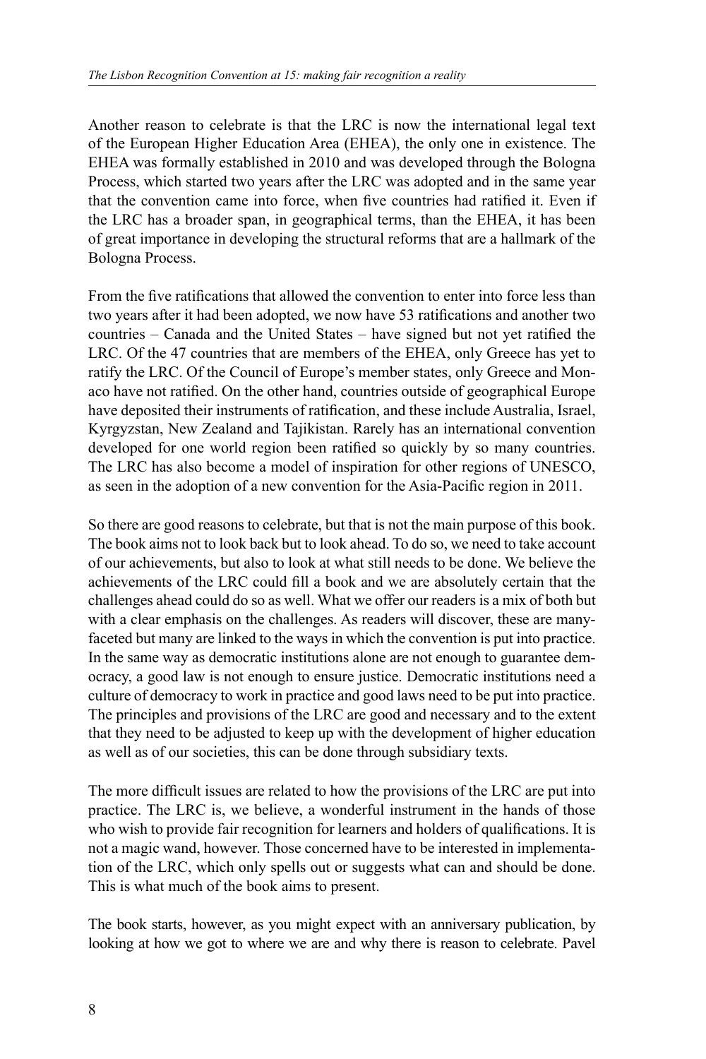Another reason to celebrate is that the LRC is now the international legal text of the European Higher Education Area (EHEA), the only one in existence. The EHEA was formally established in 2010 and was developed through the Bologna Process, which started two years after the LRC was adopted and in the same year that the convention came into force, when five countries had ratified it. Even if the LRC has a broader span, in geographical terms, than the EHEA, it has been of great importance in developing the structural reforms that are a hallmark of the Bologna Process.

From the five ratifications that allowed the convention to enter into force less than two years after it had been adopted, we now have 53 ratifications and another two countries – Canada and the United States – have signed but not yet ratified the LRC. Of the 47 countries that are members of the EHEA, only Greece has yet to ratify the LRC. Of the Council of Europe's member states, only Greece and Monaco have not ratified. On the other hand, countries outside of geographical Europe have deposited their instruments of ratification, and these include Australia, Israel, Kyrgyzstan, New Zealand and Tajikistan. Rarely has an international convention developed for one world region been ratified so quickly by so many countries. The LRC has also become a model of inspiration for other regions of UNESCO, as seen in the adoption of a new convention for the Asia-Pacific region in 2011.

So there are good reasons to celebrate, but that is not the main purpose of this book. The book aims not to look back but to look ahead. To do so, we need to take account of our achievements, but also to look at what still needs to be done. We believe the achievements of the LRC could fill a book and we are absolutely certain that the challenges ahead could do so as well. What we offer our readers is a mix of both but with a clear emphasis on the challenges. As readers will discover, these are many-faceted but many are linked to the ways in which the convention is put into practice. In the same way as democratic institutions alone are not enough to guarantee democracy, a good law is not enough to ensure justice. Democratic institutions need a culture of democracy to work in practice and good laws need to be put into practice. The principles and provisions of the LRC are good and necessary and to the extent that they need to be adjusted to keep up with the development of higher education as well as of our societies, this can be done through subsidiary texts.

The more difficult issues are related to how the provisions of the LRC are put into practice. The LRC is, we believe, a wonderful instrument in the hands of those who wish to provide fair recognition for learners and holders of qualifications. It is not a magic wand, however. Those concerned have to be interested in implementation of the LRC, which only spells out or suggests what can and should be done. This is what much of the book aims to present.

The book starts, however, as you might expect with an anniversary publication, by looking at how we got to where we are and why there is reason to celebrate. Pavel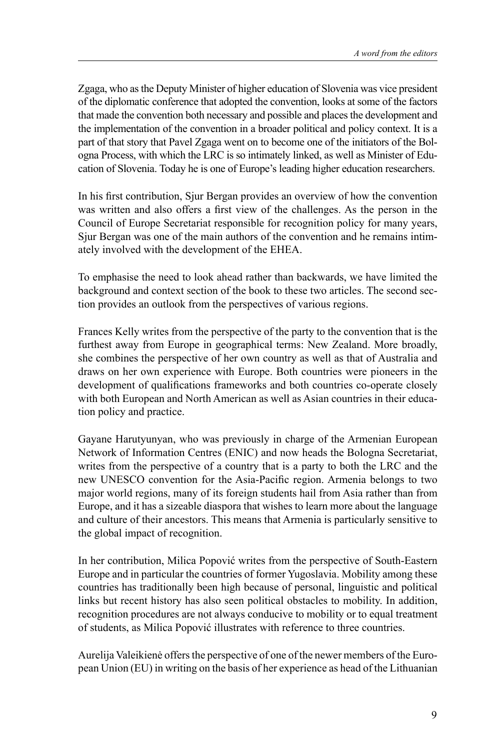Zgaga, who as the Deputy Minister of higher education of Slovenia was vice president of the diplomatic conference that adopted the convention, looks at some of the factors that made the convention both necessary and possible and places the development and the implementation of the convention in a broader political and policy context. It is a part of that story that Pavel Zgaga went on to become one of the initiators of the Bologna Process, with which the LRC is so intimately linked, as well as Minister of Education of Slovenia. Today he is one of Europe's leading higher education researchers.

In his first contribution, Sjur Bergan provides an overview of how the convention was written and also offers a first view of the challenges. As the person in the Council of Europe Secretariat responsible for recognition policy for many years, Sjur Bergan was one of the main authors of the convention and he remains intimately involved with the development of the EHEA.

To emphasise the need to look ahead rather than backwards, we have limited the background and context section of the book to these two articles. The second section provides an outlook from the perspectives of various regions.

Frances Kelly writes from the perspective of the party to the convention that is the furthest away from Europe in geographical terms: New Zealand. More broadly, she combines the perspective of her own country as well as that of Australia and draws on her own experience with Europe. Both countries were pioneers in the development of qualifications frameworks and both countries co-operate closely with both European and North American as well as Asian countries in their education policy and practice.

Gayane Harutyunyan, who was previously in charge of the Armenian European Network of Information Centres (ENIC) and now heads the Bologna Secretariat, writes from the perspective of a country that is a party to both the LRC and the new UNESCO convention for the Asia-Pacific region. Armenia belongs to two major world regions, many of its foreign students hail from Asia rather than from Europe, and it has a sizeable diaspora that wishes to learn more about the language and culture of their ancestors. This means that Armenia is particularly sensitive to the global impact of recognition.

In her contribution, Milica Popović writes from the perspective of South-Eastern Europe and in particular the countries of former Yugoslavia. Mobility among these countries has traditionally been high because of personal, linguistic and political links but recent history has also seen political obstacles to mobility. In addition, recognition procedures are not always conducive to mobility or to equal treatment of students, as Milica Popović illustrates with reference to three countries.

Aurelija Valeikienė offers the perspective of one of the newer members of the European Union (EU) in writing on the basis of her experience as head of the Lithuanian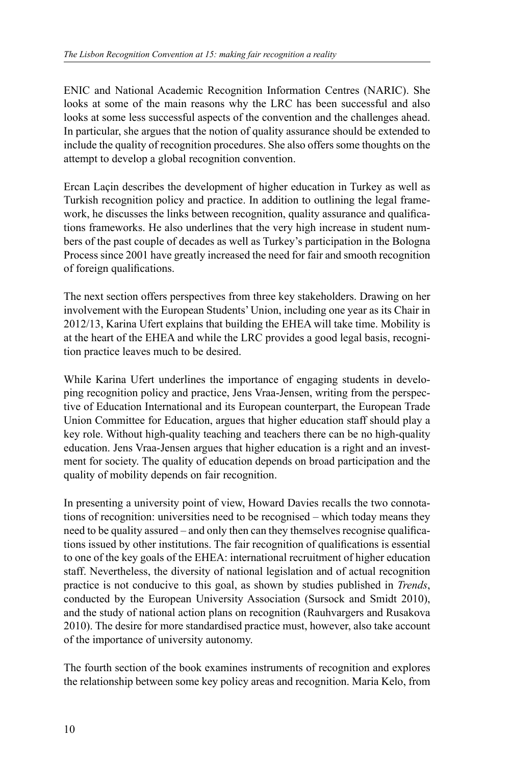ENIC and National Academic Recognition Information Centres (NARIC). She looks at some of the main reasons why the LRC has been successful and also looks at some less successful aspects of the convention and the challenges ahead. In particular, she argues that the notion of quality assurance should be extended to include the quality of recognition procedures. She also offers some thoughts on the attempt to develop a global recognition convention.

Ercan Laçin describes the development of higher education in Turkey as well as Turkish recognition policy and practice. In addition to outlining the legal framework, he discusses the links between recognition, quality assurance and qualifications frameworks. He also underlines that the very high increase in student numbers of the past couple of decades as well as Turkey's participation in the Bologna Process since 2001 have greatly increased the need for fair and smooth recognition of foreign qualifications.

The next section offers perspectives from three key stakeholders. Drawing on her involvement with the European Students' Union, including one year as its Chair in 2012/13, Karina Ufert explains that building the EHEA will take time. Mobility is at the heart of the EHEA and while the LRC provides a good legal basis, recognition practice leaves much to be desired.

While Karina Ufert underlines the importance of engaging students in developing recognition policy and practice, Jens Vraa-Jensen, writing from the perspective of Education International and its European counterpart, the European Trade Union Committee for Education, argues that higher education staff should play a key role. Without high-quality teaching and teachers there can be no high-quality education. Jens Vraa-Jensen argues that higher education is a right and an investment for society. The quality of education depends on broad participation and the quality of mobility depends on fair recognition.

In presenting a university point of view, Howard Davies recalls the two connotations of recognition: universities need to be recognised – which today means they need to be quality assured – and only then can they themselves recognise qualifications issued by other institutions. The fair recognition of qualifications is essential to one of the key goals of the EHEA: international recruitment of higher education staff. Nevertheless, the diversity of national legislation and of actual recognition practice is not conducive to this goal, as shown by studies published in *Trends*, conducted by the European University Association (Sursock and Smidt 2010), and the study of national action plans on recognition (Rauhvargers and Rusakova 2010). The desire for more standardised practice must, however, also take account of the importance of university autonomy.

The fourth section of the book examines instruments of recognition and explores the relationship between some key policy areas and recognition. Maria Kelo, from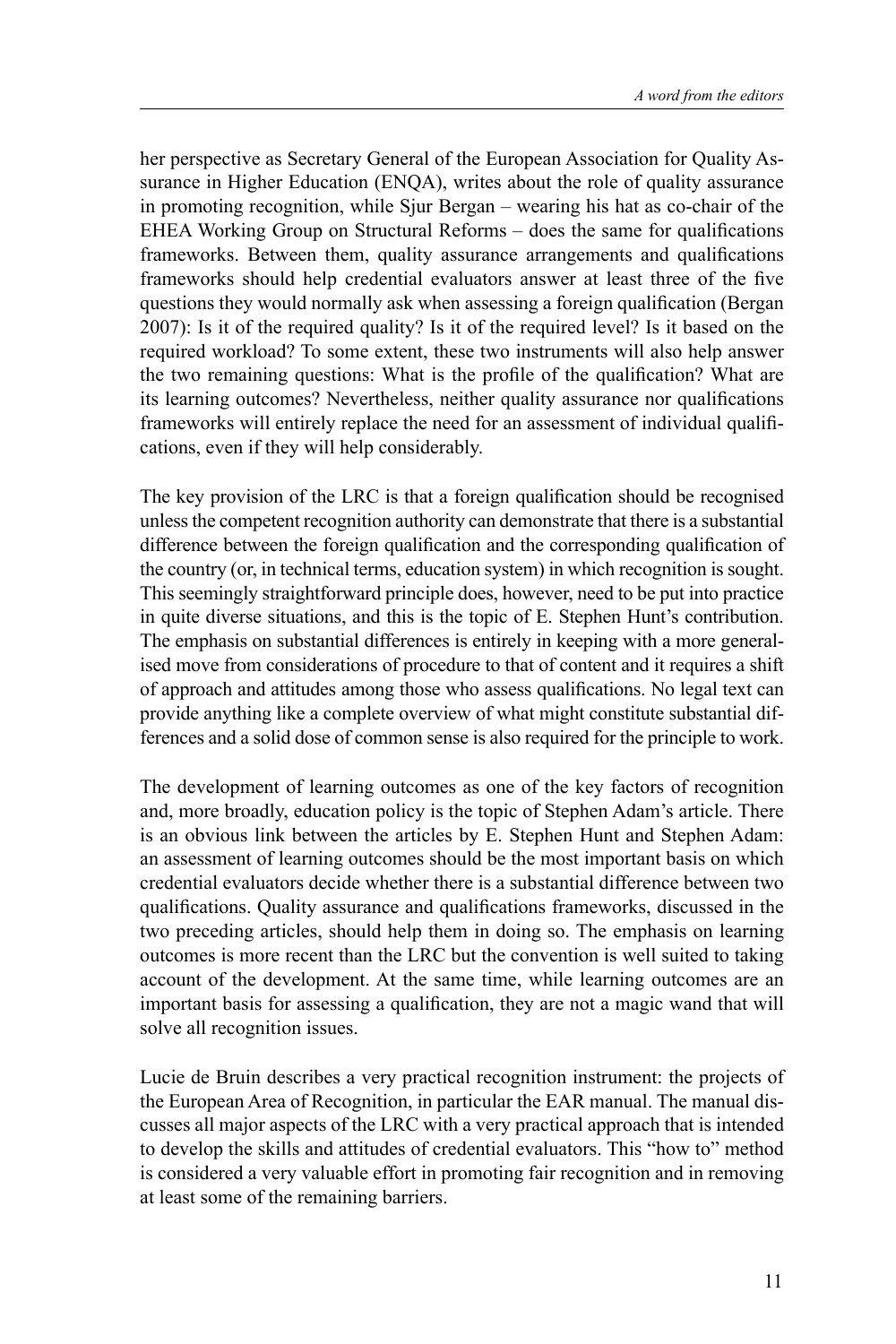her perspective as Secretary General of the European Association for Quality Assurance in Higher Education (ENQA), writes about the role of quality assurance in promoting recognition, while Sjur Bergan – wearing his hat as co-chair of the EHEA Working Group on Structural Reforms – does the same for qualifications frameworks. Between them, quality assurance arrangements and qualifications frameworks should help credential evaluators answer at least three of the five questions they would normally ask when assessing a foreign qualification (Bergan 2007): Is it of the required quality? Is it of the required level? Is it based on the required workload? To some extent, these two instruments will also help answer the two remaining questions: What is the profile of the qualification? What are its learning outcomes? Nevertheless, neither quality assurance nor qualifications frameworks will entirely replace the need for an assessment of individual qualifications, even if they will help considerably.

The key provision of the LRC is that a foreign qualification should be recognised unless the competent recognition authority can demonstrate that there is a substantial difference between the foreign qualification and the corresponding qualification of the country (or, in technical terms, education system) in which recognition is sought. This seemingly straightforward principle does, however, need to be put into practice in quite diverse situations, and this is the topic of E. Stephen Hunt's contribution. The emphasis on substantial differences is entirely in keeping with a more generalised move from considerations of procedure to that of content and it requires a shift of approach and attitudes among those who assess qualifications. No legal text can provide anything like a complete overview of what might constitute substantial differences and a solid dose of common sense is also required for the principle to work.

The development of learning outcomes as one of the key factors of recognition and, more broadly, education policy is the topic of Stephen Adam's article. There is an obvious link between the articles by E. Stephen Hunt and Stephen Adam: an assessment of learning outcomes should be the most important basis on which credential evaluators decide whether there is a substantial difference between two qualifications. Quality assurance and qualifications frameworks, discussed in the two preceding articles, should help them in doing so. The emphasis on learning outcomes is more recent than the LRC but the convention is well suited to taking account of the development. At the same time, while learning outcomes are an important basis for assessing a qualification, they are not a magic wand that will solve all recognition issues.

Lucie de Bruin describes a very practical recognition instrument: the projects of the European Area of Recognition, in particular the EAR manual. The manual discusses all major aspects of the LRC with a very practical approach that is intended to develop the skills and attitudes of credential evaluators. This "how to" method is considered a very valuable effort in promoting fair recognition and in removing at least some of the remaining barriers.